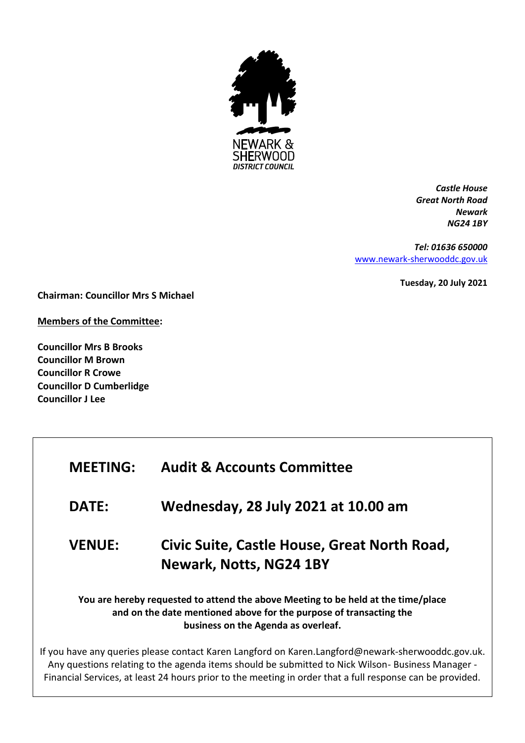NEWARK & SHERWOOD DISTRICT COUNCIL

*Castle House*
*Great North Road*
*Newark*
*NG24 1BY*

*Tel: 01636 650000*
www.newark-sherwooddc.gov.uk

**Tuesday, 20 July 2021**

**Chairman: Councillor Mrs S Michael**

**Members of the Committee:**

**Councillor Mrs B Brooks**
**Councillor M Brown**
**Councillor R Crowe**
**Councillor D Cumberlidge**
**Councillor J Lee**

| | |
|---|---|
| **MEETING:** | **Audit & Accounts Committee** |
| **DATE:** | **Wednesday, 28 July 2021 at 10.00 am** |
| **VENUE:** | **Civic Suite, Castle House, Great North Road, Newark, Notts, NG24 1BY** |

**You are hereby requested to attend the above Meeting to be held at the time/place and on the date mentioned above for the purpose of transacting the business on the Agenda as overleaf.**

If you have any queries please contact Karen Langford on Karen.Langford@newark-sherwooddc.gov.uk. Any questions relating to the agenda items should be submitted to Nick Wilson- Business Manager - Financial Services, at least 24 hours prior to the meeting in order that a full response can be provided.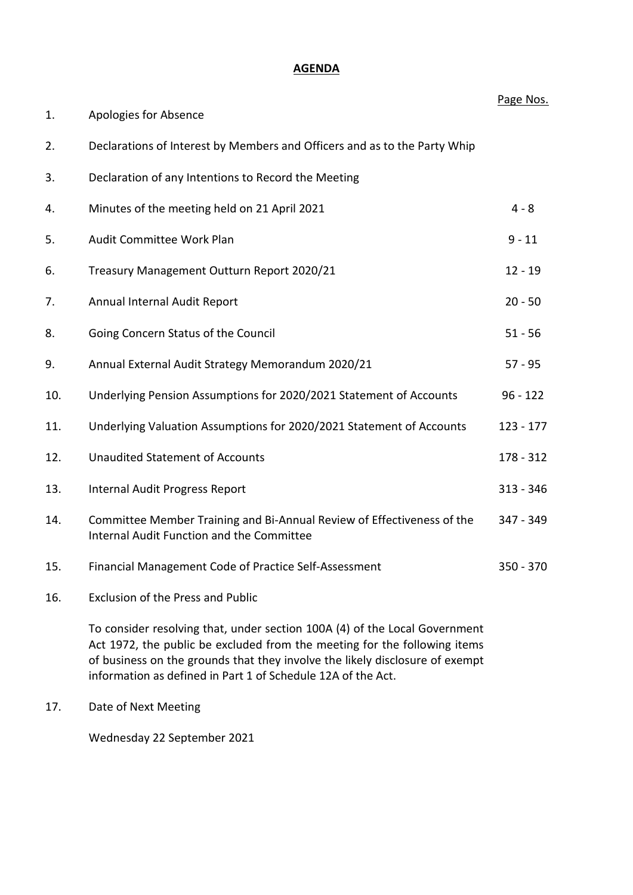# AGENDA

| | | Page Nos. |
|---|---|---|
| 1. | Apologies for Absence | |
| 2. | Declarations of Interest by Members and Officers and as to the Party Whip | |
| 3. | Declaration of any Intentions to Record the Meeting | |
| 4. | Minutes of the meeting held on 21 April 2021 | 4 - 8 |
| 5. | Audit Committee Work Plan | 9 - 11 |
| 6. | Treasury Management Outturn Report 2020/21 | 12 - 19 |
| 7. | Annual Internal Audit Report | 20 - 50 |
| 8. | Going Concern Status of the Council | 51 - 56 |
| 9. | Annual External Audit Strategy Memorandum 2020/21 | 57 - 95 |
| 10. | Underlying Pension Assumptions for 2020/2021 Statement of Accounts | 96 - 122 |
| 11. | Underlying Valuation Assumptions for 2020/2021 Statement of Accounts | 123 - 177 |
| 12. | Unaudited Statement of Accounts | 178 - 312 |
| 13. | Internal Audit Progress Report | 313 - 346 |
| 14. | Committee Member Training and Bi-Annual Review of Effectiveness of the Internal Audit Function and the Committee | 347 - 349 |
| 15. | Financial Management Code of Practice Self-Assessment | 350 - 370 |
| 16. | Exclusion of the Press and Public | |
| 17. | Date of Next Meeting | |

**16. Exclusion of the Press and Public**

To consider resolving that, under section 100A (4) of the Local Government Act 1972, the public be excluded from the meeting for the following items of business on the grounds that they involve the likely disclosure of exempt information as defined in Part 1 of Schedule 12A of the Act.

**17. Date of Next Meeting**

Wednesday 22 September 2021